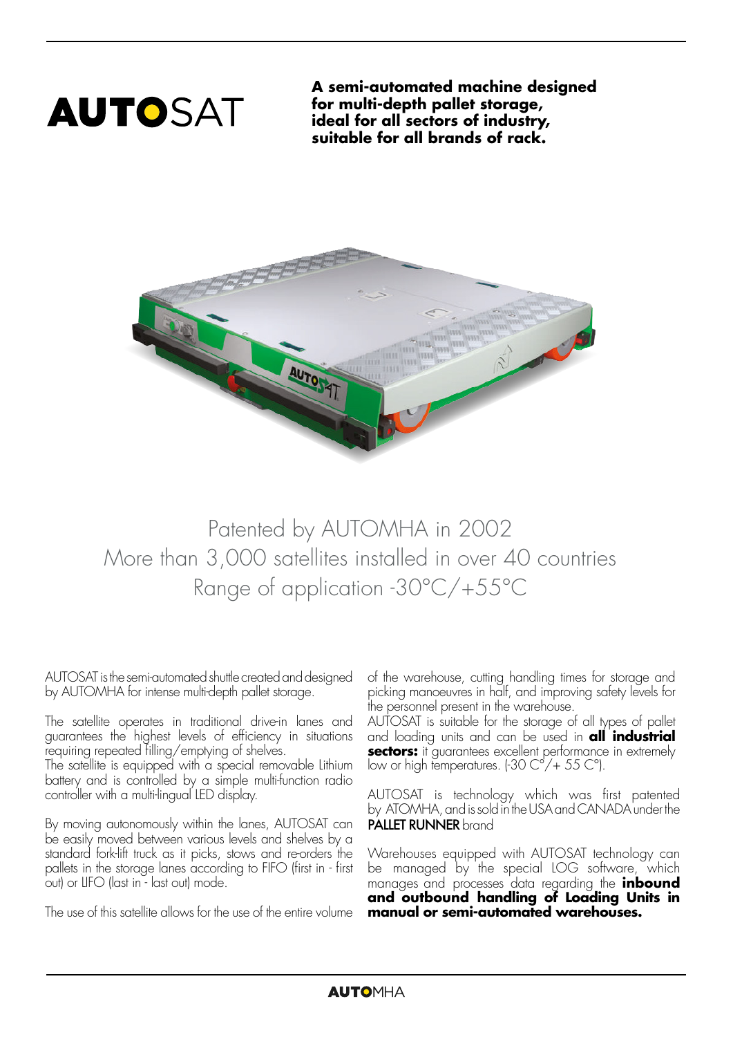# AUTOSAT

**A semi-automated machine designed for multi-depth pallet storage, ideal for all sectors of industry, suitable for all brands of rack.**

Patented by AUTOMHA in 2002
More than 3,000 satellites installed in over 40 countries
Range of application -30°C/+55°C

AUTOSAT is the semi-automated shuttle created and designed by AUTOMHA for intense multi-depth pallet storage.

The satellite operates in traditional drive-in lanes and guarantees the highest levels of efficiency in situations requiring repeated filling/emptying of shelves.
The satellite is equipped with a special removable Lithium battery and is controlled by a simple multi-function radio controller with a multi-lingual LED display.

By moving autonomously within the lanes, AUTOSAT can be easily moved between various levels and shelves by a standard fork-lift truck as it picks, stows and re-orders the pallets in the storage lanes according to FIFO (first in - first out) or LIFO (last in - last out) mode.

The use of this satellite allows for the use of the entire volume of the warehouse, cutting handling times for storage and picking manoeuvres in half, and improving safety levels for the personnel present in the warehouse.
AUTOSAT is suitable for the storage of all types of pallet and loading units and can be used in **all industrial sectors:** it guarantees excellent performance in extremely low or high temperatures. (-30 C°/+ 55 C°).

AUTOSAT is technology which was first patented by ATOMHA, and is sold in the USA and CANADA under the **PALLET RUNNER** brand

Warehouses equipped with AUTOSAT technology can be managed by the special LOG software, which manages and processes data regarding the **inbound and outbound handling of Loading Units in manual or semi-automated warehouses.**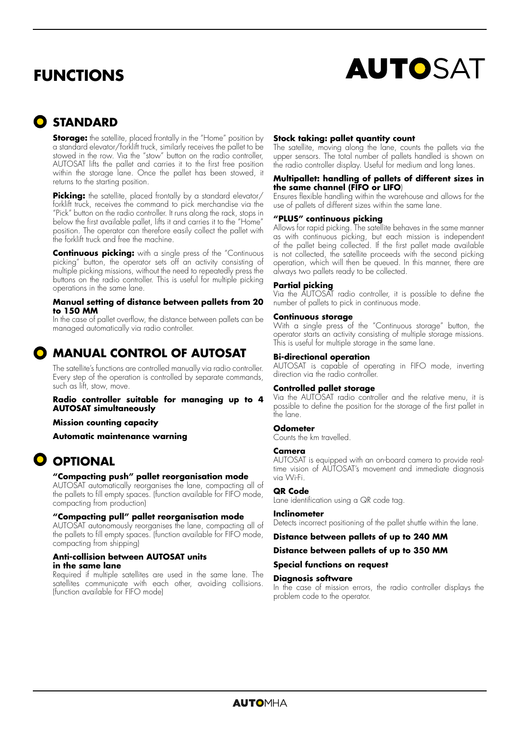# FUNCTIONS

**AUTOSAT**

## STANDARD

**Storage:** the satellite, placed frontally in the "Home" position by a standard elevator/forklift truck, similarly receives the pallet to be stowed in the row. Via the "stow" button on the radio controller, AUTOSAT lifts the pallet and carries it to the first free position within the storage lane. Once the pallet has been stowed, it returns to the starting position.

**Picking:** the satellite, placed frontally by a standard elevator/ forklift truck, receives the command to pick merchandise via the "Pick" button on the radio controller. It runs along the rack, stops in below the first available pallet, lifts it and carries it to the "Home" position. The operator can therefore easily collect the pallet with the forklift truck and free the machine.

**Continuous picking:** with a single press of the "Continuous picking" button, the operator sets off an activity consisting of multiple picking missions, without the need to repeatedly press the buttons on the radio controller. This is useful for multiple picking operations in the same lane.

**Manual setting of distance between pallets from 20 to 150 MM**

In the case of pallet overflow, the distance between pallets can be managed automatically via radio controller.

**Stock taking: pallet quantity count**

The satellite, moving along the lane, counts the pallets via the upper sensors. The total number of pallets handled is shown on the radio controller display. Useful for medium and long lanes.

**Multipallet: handling of pallets of different sizes in the same channel (FIFO or LIFO)**

Ensures flexible handling within the warehouse and allows for the use of pallets of different sizes within the same lane.

**"PLUS" continuous picking**

Allows for rapid picking. The satellite behaves in the same manner as with continuous picking, but each mission is independent of the pallet being collected. If the first pallet made available is not collected, the satellite proceeds with the second picking operation, which will then be queued. In this manner, there are always two pallets ready to be collected.

**Partial picking**

Via the AUTOSAT radio controller, it is possible to define the number of pallets to pick in continuous mode.

**Continuous storage**

With a single press of the "Continuous storage" button, the operator starts an activity consisting of multiple storage missions. This is useful for multiple storage in the same lane.

**Bi-directional operation**

AUTOSAT is capable of operating in FIFO mode, inverting direction via the radio controller.

**Controlled pallet storage**

Via the AUTOSAT radio controller and the relative menu, it is possible to define the position for the storage of the first pallet in the lane.

## MANUAL CONTROL OF AUTOSAT

The satellite's functions are controlled manually via radio controller. Every step of the operation is controlled by separate commands, such as lift, stow, move.

**Radio controller suitable for managing up to 4 AUTOSAT simultaneously**

**Mission counting capacity**

**Automatic maintenance warning**

**Odometer**

Counts the km travelled.

## OPTIONAL

**"Compacting push" pallet reorganisation mode**

AUTOSAT automatically reorganises the lane, compacting all of the pallets to fill empty spaces. (function available for FIFO mode, compacting from production)

**"Compacting pull" pallet reorganisation mode**

AUTOSAT autonomously reorganises the lane, compacting all of the pallets to fill empty spaces. (function available for FIFO mode, compacting from shipping)

**Anti-collision between AUTOSAT units in the same lane**

Required if multiple satellites are used in the same lane. The satellites communicate with each other, avoiding collisions. (function available for FIFO mode)

**Camera**

AUTOSAT is equipped with an on-board camera to provide real-time vision of AUTOSAT's movement and immediate diagnosis via Wi-Fi.

**QR Code**

Lane identification using a QR code tag.

**Inclinometer**

Detects incorrect positioning of the pallet shuttle within the lane.

**Distance between pallets of up to 240 MM**

**Distance between pallets of up to 350 MM**

**Special functions on request**

**Diagnosis software**

In the case of mission errors, the radio controller displays the problem code to the operator.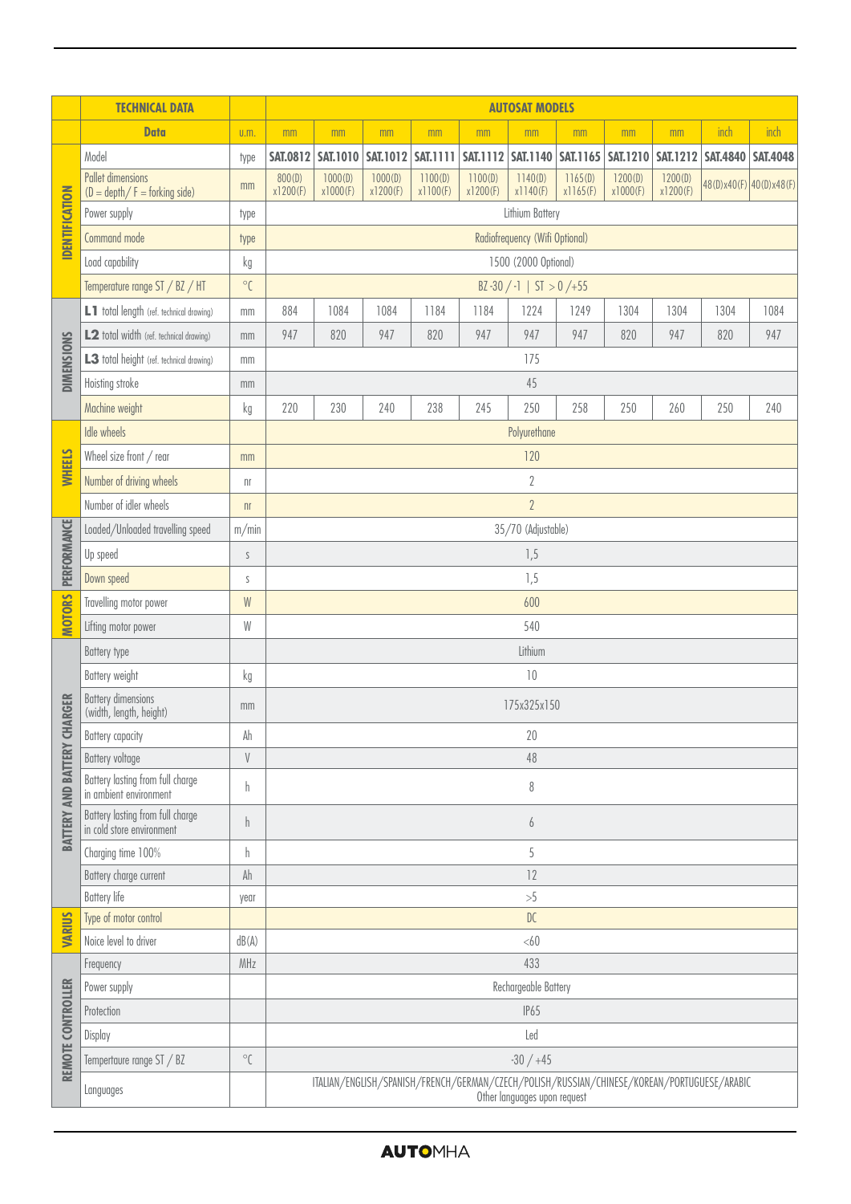| | TECHNICAL DATA | | AUTOSAT MODELS | | | | | | | | | | |
|---|---|---|---|---|---|---|---|---|---|---|---|---|---|
| | **Data** | u.m. | mm | mm | mm | mm | mm | mm | mm | mm | mm | inch | inch |
| IDENTIFICATION | Model | type | SAT.0812 | SAT.1010 | SAT.1012 | SAT.1111 | SAT.1112 | SAT.1140 | SAT.1165 | SAT.1210 | SAT.1212 | SAT.4840 | SAT.4048 |
| | Pallet dimensions (D = depth/ F = forking side) | mm | 800(D) x1200(F) | 1000(D) x1000(F) | 1000(D) x1200(F) | 1100(D) x1100(F) | 1100(D) x1200(F) | 1140(D) x1140(F) | 1165(D) x1165(F) | 1200(D) x1000(F) | 1200(D) x1200(F) | 48(D)x40(F) | 40(D)x48(F) |
| | Power supply | type | Lithium Battery | | | | | | | | | | |
| | Command mode | type | Radiofrequency (Wifi Optional) | | | | | | | | | | |
| | Load capability | kg | 1500 (2000 Optional) | | | | | | | | | | |
| | Temperature range ST / BZ / HT | °C | BZ -30 / -1 \| ST > 0 /+55 | | | | | | | | | | |
| DIMENSIONS | **L1** total length (ref. technical drawing) | mm | 884 | 1084 | 1084 | 1184 | 1184 | 1224 | 1249 | 1304 | 1304 | 1304 | 1084 |
| | **L2** total width (ref. technical drawing) | mm | 947 | 820 | 947 | 820 | 947 | 947 | 947 | 820 | 947 | 820 | 947 |
| | **L3** total height (ref. technical drawing) | mm | 175 | | | | | | | | | | |
| | Hoisting stroke | mm | 45 | | | | | | | | | | |
| | Machine weight | kg | 220 | 230 | 240 | 238 | 245 | 250 | 258 | 250 | 260 | 250 | 240 |
| WHEELS | Idle wheels | | Polyurethane | | | | | | | | | | |
| | Wheel size front / rear | mm | 120 | | | | | | | | | | |
| | Number of driving wheels | nr | 2 | | | | | | | | | | |
| | Number of idler wheels | nr | 2 | | | | | | | | | | |
| PERFORMANCE | Loaded/Unloaded travelling speed | m/min | 35/70 (Adjustable) | | | | | | | | | | |
| | Up speed | s | 1,5 | | | | | | | | | | |
| | Down speed | s | 1,5 | | | | | | | | | | |
| MOTORS | Travelling motor power | W | 600 | | | | | | | | | | |
| | Lifting motor power | W | 540 | | | | | | | | | | |
| BATTERY AND BATTERY CHARGER | Battery type | | Lithium | | | | | | | | | | |
| | Battery weight | kg | 10 | | | | | | | | | | |
| | Battery dimensions (width, length, height) | mm | 175x325x150 | | | | | | | | | | |
| | Battery capacity | Ah | 20 | | | | | | | | | | |
| | Battery voltage | V | 48 | | | | | | | | | | |
| | Battery lasting from full charge in ambient environment | h | 8 | | | | | | | | | | |
| | Battery lasting from full charge in cold store environment | h | 6 | | | | | | | | | | |
| | Charging time 100% | h | 5 | | | | | | | | | | |
| | Battery charge current | Ah | 12 | | | | | | | | | | |
| | Battery life | year | >5 | | | | | | | | | | |
| VARIUS | Type of motor control | | DC | | | | | | | | | | |
| | Noice level to driver | dB(A) | <60 | | | | | | | | | | |
| REMOTE CONTROLLER | Frequency | MHz | 433 | | | | | | | | | | |
| | Power supply | | Rechargeable Battery | | | | | | | | | | |
| | Protection | | IP65 | | | | | | | | | | |
| | Display | | Led | | | | | | | | | | |
| | Tempertaure range ST / BZ | °C | -30 / +45 | | | | | | | | | | |
| | Languages | | ITALIAN/ENGLISH/SPANISH/FRENCH/GERMAN/CZECH/POLISH/RUSSIAN/CHINESE/KOREAN/PORTUGUESE/ARABIC Other languages upon request | | | | | | | | | | |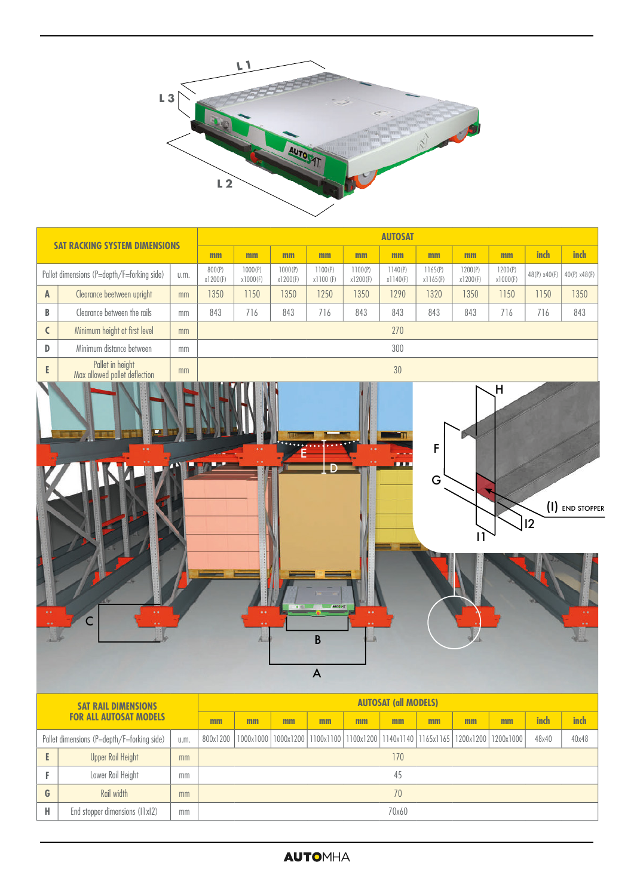| SAT RACKING SYSTEM DIMENSIONS | | | AUTOSAT | | | | | | | | | | |
|---|---|---|---|---|---|---|---|---|---|---|---|---|---|
| | | | mm | mm | mm | mm | mm | mm | mm | mm | mm | inch | inch |
| Pallet dimensions (P=depth/F=forking side) | | u.m. | 800(P) x1200(F) | 1000(P) x1000(F) | 1000(P) x1200(F) | 1100(P) x1100 (F) | 1100(P) x1200(F) | 1140(P) x1140(F) | 1165(P) x1165(F) | 1200(P) x1200(F) | 1200(P) x1000(F) | 48(P) x40(F) | 40(P) x48(F) |
| A | Clearance beetween upright | mm | 1350 | 1150 | 1350 | 1250 | 1350 | 1290 | 1320 | 1350 | 1150 | 1150 | 1350 |
| B | Clearance between the rails | mm | 843 | 716 | 843 | 716 | 843 | 843 | 843 | 843 | 716 | 716 | 843 |
| C | Minimum height at first level | mm | 270 | | | | | | | | | | |
| D | Minimum distance between | mm | 300 | | | | | | | | | | |
| E | Pallet in height Max allowed pallet deflection | mm | 30 | | | | | | | | | | |

| SAT RAIL DIMENSIONS FOR ALL AUTOSAT MODELS | | | AUTOSAT (all MODELS) | | | | | | | | | | |
|---|---|---|---|---|---|---|---|---|---|---|---|---|---|
| | | | mm | mm | mm | mm | mm | mm | mm | mm | mm | inch | inch |
| Pallet dimensions (P=depth/F=forking side) | | u.m. | 800x1200 | 1000x1000 | 1000x1200 | 1100x1100 | 1100x1200 | 1140x1140 | 1165x1165 | 1200x1200 | 1200x1000 | 48x40 | 40x48 |
| E | Upper Rail Height | mm | 170 | | | | | | | | | | |
| F | Lower Rail Height | mm | 45 | | | | | | | | | | |
| G | Rail width | mm | 70 | | | | | | | | | | |
| H | End stopper dimensions (l1xl2) | mm | 70x60 | | | | | | | | | | |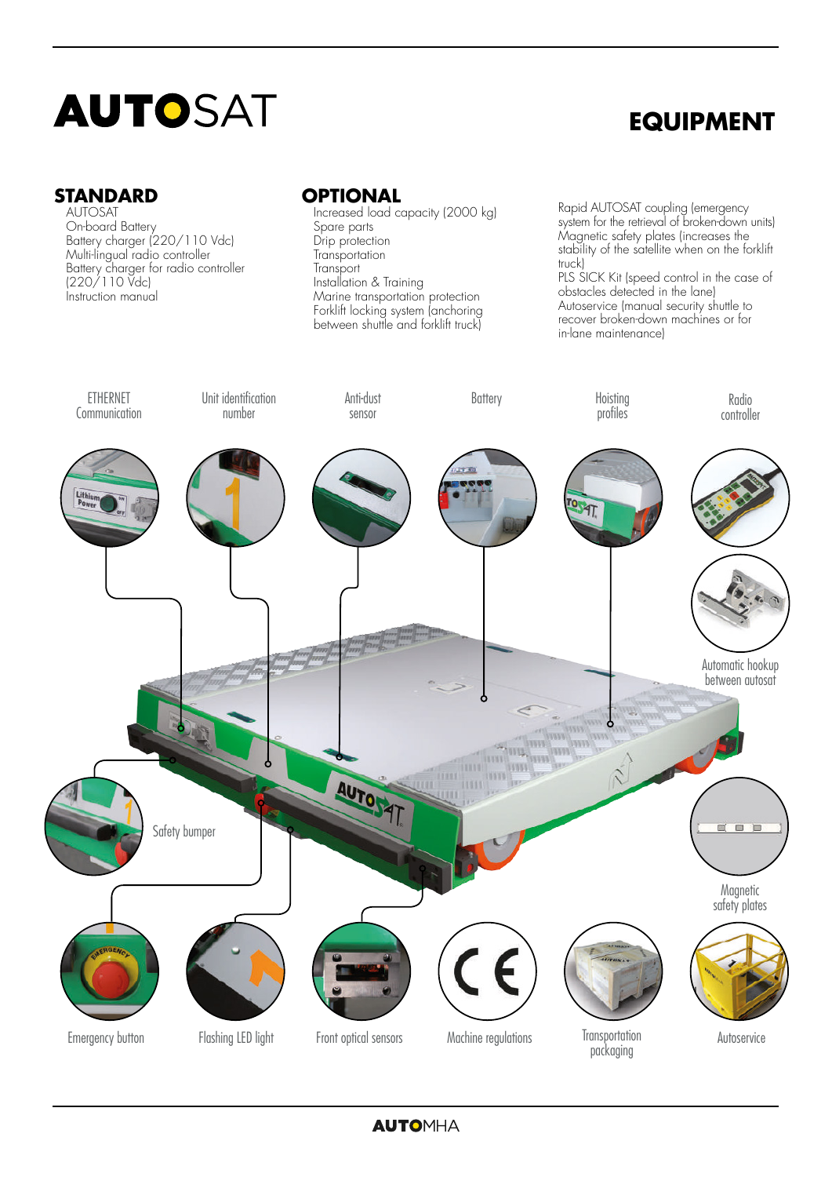# AUTOSAT

## EQUIPMENT

### STANDARD

- AUTOSAT
- On-board Battery
- Battery charger (220/110 Vdc)
- Multi-lingual radio controller
- Battery charger for radio controller (220/110 Vdc)
- Instruction manual

### OPTIONAL

- Increased load capacity (2000 kg)
- Spare parts
- Drip protection
- Transportation
- Transport
- Installation & Training
- Marine transportation protection
- Forklift locking system (anchoring between shuttle and forklift truck)
- Rapid AUTOSAT coupling (emergency system for the retrieval of broken-down units)
- Magnetic safety plates (increases the stability of the satellite when on the forklift truck)
- PLS SICK Kit (speed control in the case of obstacles detected in the lane)
- Autoservice (manual security shuttle to recover broken-down machines or for in-lane maintenance)

ETHERNET Communication

Unit identification number

Anti-dust sensor

Battery

Hoisting profiles

Radio controller

Automatic hookup between autosat

Safety bumper

Magnetic safety plates

Emergency button

Flashing LED light

Front optical sensors

Machine regulations

Transportation packaging

Autoservice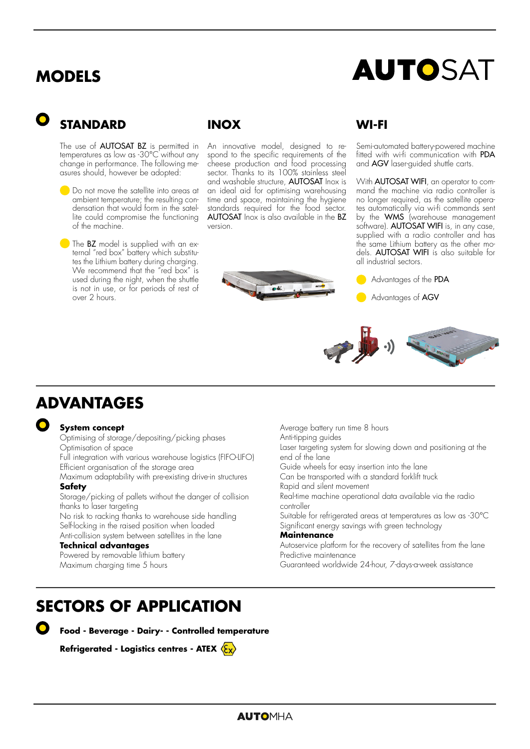# MODELS

AUTOSAT

## STANDARD

The use of AUTOSAT BZ is permitted in temperatures as low as -30°C without any change in performance. The following measures should, however be adopted:

- Do not move the satellite into areas at ambient temperature; the resulting condensation that would form in the satellite could compromise the functioning of the machine.
- The BZ model is supplied with an external "red box" battery which substitutes the Lithium battery during charging. We recommend that the "red box" is used during the night, when the shuttle is not in use, or for periods of rest of over 2 hours.

## INOX

An innovative model, designed to respond to the specific requirements of the cheese production and food processing sector. Thanks to its 100% stainless steel and washable structure, AUTOSAT Inox is an ideal aid for optimising warehousing time and space, maintaining the hygiene standards required for the food sector. AUTOSAT Inox is also available in the BZ version.

## WI-FI

Semi-automated battery-powered machine fitted with wi-fi communication with PDA and AGV laser-guided shuttle carts.

With AUTOSAT WIFI, an operator to command the machine via radio controller is no longer required, as the satellite operates automatically via wi-fi commands sent by the WMS (warehouse management software). AUTOSAT WIFI is, in any case, supplied with a radio controller and has the same Lithium battery as the other models. AUTOSAT WIFI is also suitable for all industrial sectors.

- Advantages of the PDA
- Advantages of AGV

# ADVANTAGES

**System concept**

Optimising of storage/depositing/picking phases
Optimisation of space
Full integration with various warehouse logistics (FIFO-LIFO)
Efficient organisation of the storage area
Maximum adaptability with pre-existing drive-in structures

**Safety**

Storage/picking of pallets without the danger of collision thanks to laser targeting
No risk to racking thanks to warehouse side handling
Self-locking in the raised position when loaded
Anti-collision system between satellites in the lane

**Technical advantages**

Powered by removable lithium battery
Maximum charging time 5 hours
Average battery run time 8 hours
Anti-tipping guides
Laser targeting system for slowing down and positioning at the end of the lane
Guide wheels for easy insertion into the lane
Can be transported with a standard forklift truck
Rapid and silent movement
Real-time machine operational data available via the radio controller
Suitable for refrigerated areas at temperatures as low as -30°C
Significant energy savings with green technology

**Maintenance**

Autoservice platform for the recovery of satellites from the lane
Predictive maintenance
Guaranteed worldwide 24-hour, 7-days-a-week assistance

# SECTORS OF APPLICATION

**Food - Beverage - Dairy- - Controlled temperature**

**Refrigerated - Logistics centres - ATEX**

AUTOMHA